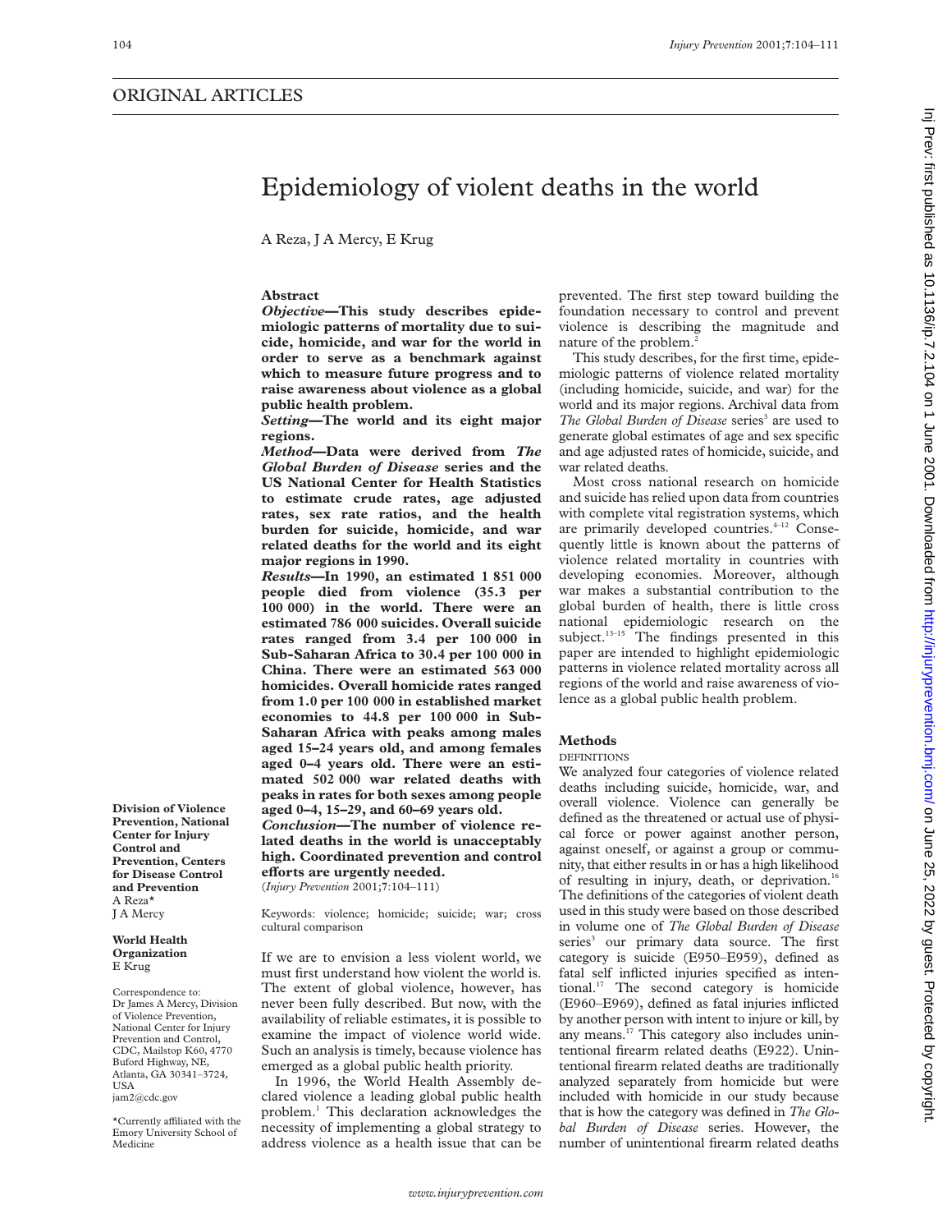ORIGINAL ARTICLES

# Epidemiology of violent deaths in the world

A Reza, J A Mercy, E Krug

**Division of Violence Prevention, National Center for Injury Control and Prevention, Centers for Disease Control and Prevention**
A Reza*
J A Mercy

**World Health Organization**
E Krug

Correspondence to:
Dr James A Mercy, Division of Violence Prevention, National Center for Injury Prevention and Control, CDC, Mailstop K60, 4770 Buford Highway, NE, Atlanta, GA 30341–3724, USA
jam2@cdc.gov

*Currently affiliated with the Emory University School of Medicine

## Abstract

***Objective*—This study describes epidemiologic patterns of mortality due to suicide, homicide, and war for the world in order to serve as a benchmark against which to measure future progress and to raise awareness about violence as a global public health problem.**

***Setting*—The world and its eight major regions.**

***Method*—Data were derived from *The Global Burden of Disease* series and the US National Center for Health Statistics to estimate crude rates, age adjusted rates, sex rate ratios, and the health burden for suicide, homicide, and war related deaths for the world and its eight major regions in 1990.**

***Results*—In 1990, an estimated 1 851 000 people died from violence (35.3 per 100 000) in the world. There were an estimated 786 000 suicides. Overall suicide rates ranged from 3.4 per 100 000 in Sub-Saharan Africa to 30.4 per 100 000 in China. There were an estimated 563 000 homicides. Overall homicide rates ranged from 1.0 per 100 000 in established market economies to 44.8 per 100 000 in Sub-Saharan Africa with peaks among males aged 15–24 years old, and among females aged 0–4 years old. There were an estimated 502 000 war related deaths with peaks in rates for both sexes among people aged 0–4, 15–29, and 60–69 years old.**

***Conclusion*—The number of violence related deaths in the world is unacceptably high. Coordinated prevention and control efforts are urgently needed.**

(*Injury Prevention* 2001;7:104–111)

Keywords: violence; homicide; suicide; war; cross cultural comparison

If we are to envision a less violent world, we must first understand how violent the world is. The extent of global violence, however, has never been fully described. But now, with the availability of reliable estimates, it is possible to examine the impact of violence world wide. Such an analysis is timely, because violence has emerged as a global public health priority.

In 1996, the World Health Assembly declared violence a leading global public health problem.[1] This declaration acknowledges the necessity of implementing a global strategy to address violence as a health issue that can be prevented. The first step toward building the foundation necessary to control and prevent violence is describing the magnitude and nature of the problem.[2]

This study describes, for the first time, epidemiologic patterns of violence related mortality (including homicide, suicide, and war) for the world and its major regions. Archival data from *The Global Burden of Disease* series[3] are used to generate global estimates of age and sex specific and age adjusted rates of homicide, suicide, and war related deaths.

Most cross national research on homicide and suicide has relied upon data from countries with complete vital registration systems, which are primarily developed countries.[4–12] Consequently little is known about the patterns of violence related mortality in countries with developing economies. Moreover, although war makes a substantial contribution to the global burden of health, there is little cross national epidemiologic research on the subject.[13–15] The findings presented in this paper are intended to highlight epidemiologic patterns in violence related mortality across all regions of the world and raise awareness of violence as a global public health problem.

## Methods

### DEFINITIONS

We analyzed four categories of violence related deaths including suicide, homicide, war, and overall violence. Violence can generally be defined as the threatened or actual use of physical force or power against another person, against oneself, or against a group or community, that either results in or has a high likelihood of resulting in injury, death, or deprivation.[16] The definitions of the categories of violent death used in this study were based on those described in volume one of *The Global Burden of Disease* series[3] our primary data source. The first category is suicide (E950–E959), defined as fatal self inflicted injuries specified as intentional.[17] The second category is homicide (E960–E969), defined as fatal injuries inflicted by another person with intent to injure or kill, by any means.[17] This category also includes unintentional firearm related deaths (E922). Unintentional firearm related deaths are traditionally analyzed separately from homicide but were included with homicide in our study because that is how the category was defined in *The Global Burden of Disease* series. However, the number of unintentional firearm related deaths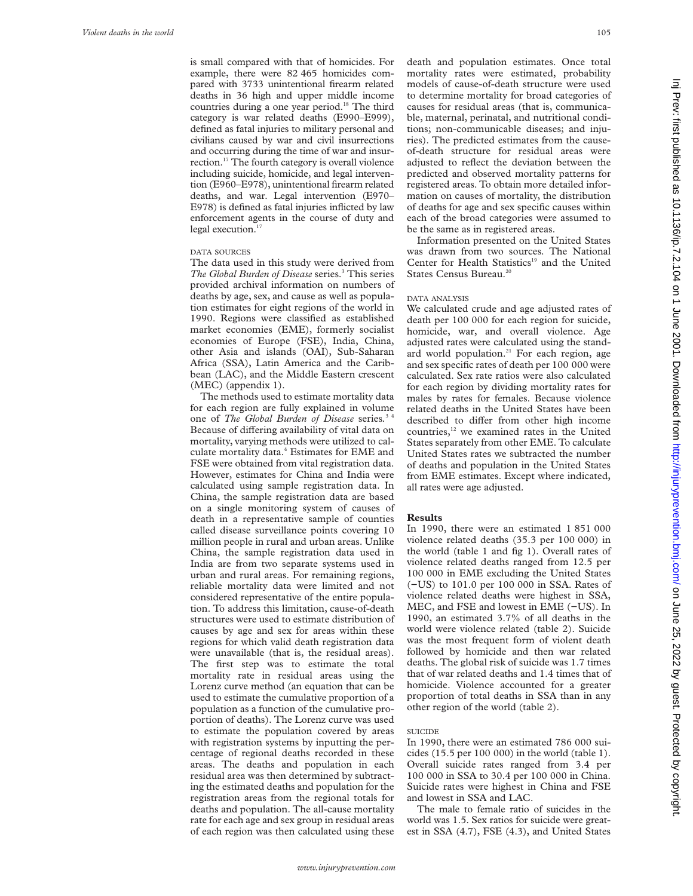is small compared with that of homicides. For example, there were 82 465 homicides compared with 3733 unintentional firearm related deaths in 36 high and upper middle income countries during a one year period.[18] The third category is war related deaths (E990–E999), defined as fatal injuries to military personal and civilians caused by war and civil insurrections and occurring during the time of war and insurrection.[17] The fourth category is overall violence including suicide, homicide, and legal intervention (E960–E978), unintentional firearm related deaths, and war. Legal intervention (E970–E978) is defined as fatal injuries inflicted by law enforcement agents in the course of duty and legal execution.[17]

### DATA SOURCES

The data used in this study were derived from *The Global Burden of Disease* series.[3] This series provided archival information on numbers of deaths by age, sex, and cause as well as population estimates for eight regions of the world in 1990. Regions were classified as established market economies (EME), formerly socialist economies of Europe (FSE), India, China, other Asia and islands (OAI), Sub-Saharan Africa (SSA), Latin America and the Caribbean (LAC), and the Middle Eastern crescent (MEC) (appendix 1).

The methods used to estimate mortality data for each region are fully explained in volume one of *The Global Burden of Disease* series.[3,4] Because of differing availability of vital data on mortality, varying methods were utilized to calculate mortality data.[4] Estimates for EME and FSE were obtained from vital registration data. However, estimates for China and India were calculated using sample registration data. In China, the sample registration data are based on a single monitoring system of causes of death in a representative sample of counties called disease surveillance points covering 10 million people in rural and urban areas. Unlike China, the sample registration data used in India are from two separate systems used in urban and rural areas. For remaining regions, reliable mortality data were limited and not considered representative of the entire population. To address this limitation, cause-of-death structures were used to estimate distribution of causes by age and sex for areas within these regions for which valid death registration data were unavailable (that is, the residual areas). The first step was to estimate the total mortality rate in residual areas using the Lorenz curve method (an equation that can be used to estimate the cumulative proportion of a population as a function of the cumulative proportion of deaths). The Lorenz curve was used to estimate the population covered by areas with registration systems by inputting the percentage of regional deaths recorded in these areas. The deaths and population in each residual area was then determined by subtracting the estimated deaths and population for the registration areas from the regional totals for deaths and population. The all-cause mortality rate for each age and sex group in residual areas of each region was then calculated using these death and population estimates. Once total mortality rates were estimated, probability models of cause-of-death structure were used to determine mortality for broad categories of causes for residual areas (that is, communicable, maternal, perinatal, and nutritional conditions; non-communicable diseases; and injuries). The predicted estimates from the cause-of-death structure for residual areas were adjusted to reflect the deviation between the predicted and observed mortality patterns for registered areas. To obtain more detailed information on causes of mortality, the distribution of deaths for age and sex specific causes within each of the broad categories were assumed to be the same as in registered areas.

Information presented on the United States was drawn from two sources. The National Center for Health Statistics[19] and the United States Census Bureau.[20]

### DATA ANALYSIS

We calculated crude and age adjusted rates of death per 100 000 for each region for suicide, homicide, war, and overall violence. Age adjusted rates were calculated using the standard world population.[21] For each region, age and sex specific rates of death per 100 000 were calculated. Sex rate ratios were also calculated for each region by dividing mortality rates for males by rates for females. Because violence related deaths in the United States have been described to differ from other high income countries,[12] we examined rates in the United States separately from other EME. To calculate United States rates we subtracted the number of deaths and population in the United States from EME estimates. Except where indicated, all rates were age adjusted.

## Results

In 1990, there were an estimated 1 851 000 violence related deaths (35.3 per 100 000) in the world (table 1 and fig 1). Overall rates of violence related deaths ranged from 12.5 per 100 000 in EME excluding the United States (−US) to 101.0 per 100 000 in SSA. Rates of violence related deaths were highest in SSA, MEC, and FSE and lowest in EME (−US). In 1990, an estimated 3.7% of all deaths in the world were violence related (table 2). Suicide was the most frequent form of violent death followed by homicide and then war related deaths. The global risk of suicide was 1.7 times that of war related deaths and 1.4 times that of homicide. Violence accounted for a greater proportion of total deaths in SSA than in any other region of the world (table 2).

### SUICIDE

In 1990, there were an estimated 786 000 suicides (15.5 per 100 000) in the world (table 1). Overall suicide rates ranged from 3.4 per 100 000 in SSA to 30.4 per 100 000 in China. Suicide rates were highest in China and FSE and lowest in SSA and LAC.

The male to female ratio of suicides in the world was 1.5. Sex ratios for suicide were greatest in SSA (4.7), FSE (4.3), and United States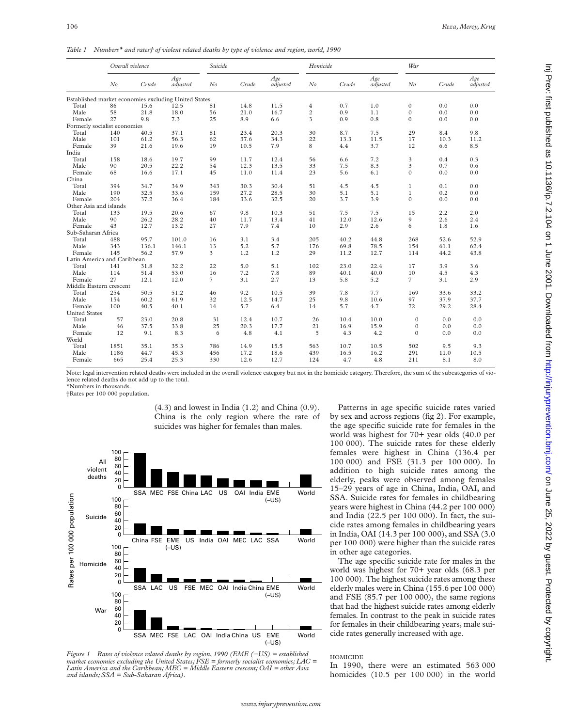*Table 1 Numbers* and rates† of violent related deaths by type of violence and region, world, 1990*

| | Overall violence | | | Suicide | | | Homicide | | | War | | |
|---|---|---|---|---|---|---|---|---|---|---|---|---|
| | No | Crude | Age adjusted | No | Crude | Age adjusted | No | Crude | Age adjusted | No | Crude | Age adjusted |
| Established market economies excluding United States | | | | | | | | | | | | |
| Total | 86 | 15.6 | 12.5 | 81 | 14.8 | 11.5 | 4 | 0.7 | 1.0 | 0 | 0.0 | 0.0 |
| Male | 58 | 21.8 | 18.0 | 56 | 21.0 | 16.7 | 2 | 0.9 | 1.1 | 0 | 0.0 | 0.0 |
| Female | 27 | 9.8 | 7.3 | 25 | 8.9 | 6.6 | 3 | 0.9 | 0.8 | 0 | 0.0 | 0.0 |
| Formerly socialist economies | | | | | | | | | | | | |
| Total | 140 | 40.5 | 37.1 | 81 | 23.4 | 20.3 | 30 | 8.7 | 7.5 | 29 | 8.4 | 9.8 |
| Male | 101 | 61.2 | 56.3 | 62 | 37.6 | 34.3 | 22 | 13.3 | 11.5 | 17 | 10.3 | 11.2 |
| Female | 39 | 21.6 | 19.6 | 19 | 10.5 | 7.9 | 8 | 4.4 | 3.7 | 12 | 6.6 | 8.5 |
| India | | | | | | | | | | | | |
| Total | 158 | 18.6 | 19.7 | 99 | 11.7 | 12.4 | 56 | 6.6 | 7.2 | 3 | 0.4 | 0.3 |
| Male | 90 | 20.5 | 22.2 | 54 | 12.3 | 13.5 | 33 | 7.5 | 8.3 | 3 | 0.7 | 0.6 |
| Female | 68 | 16.6 | 17.1 | 45 | 11.0 | 11.4 | 23 | 5.6 | 6.1 | 0 | 0.0 | 0.0 |
| China | | | | | | | | | | | | |
| Total | 394 | 34.7 | 34.9 | 343 | 30.3 | 30.4 | 51 | 4.5 | 4.5 | 1 | 0.1 | 0.0 |
| Male | 190 | 32.5 | 33.6 | 159 | 27.2 | 28.5 | 30 | 5.1 | 5.1 | 1 | 0.2 | 0.0 |
| Female | 204 | 37.2 | 36.4 | 184 | 33.6 | 32.5 | 20 | 3.7 | 3.9 | 0 | 0.0 | 0.0 |
| Other Asia and islands | | | | | | | | | | | | |
| Total | 133 | 19.5 | 20.6 | 67 | 9.8 | 10.3 | 51 | 7.5 | 7.5 | 15 | 2.2 | 2.0 |
| Male | 90 | 26.2 | 28.2 | 40 | 11.7 | 13.4 | 41 | 12.0 | 12.6 | 9 | 2.6 | 2.4 |
| Female | 43 | 12.7 | 13.2 | 27 | 7.9 | 7.4 | 10 | 2.9 | 2.6 | 6 | 1.8 | 1.6 |
| Sub-Saharan Africa | | | | | | | | | | | | |
| Total | 488 | 95.7 | 101.0 | 16 | 3.1 | 3.4 | 205 | 40.2 | 44.8 | 268 | 52.6 | 52.9 |
| Male | 343 | 136.1 | 146.1 | 13 | 5.2 | 5.7 | 176 | 69.8 | 78.5 | 154 | 61.1 | 62.4 |
| Female | 145 | 56.2 | 57.9 | 3 | 1.2 | 1.2 | 29 | 11.2 | 12.7 | 114 | 44.2 | 43.8 |
| Latin America and Caribbean | | | | | | | | | | | | |
| Total | 141 | 31.8 | 32.2 | 22 | 5.0 | 5.1 | 102 | 23.0 | 22.4 | 17 | 3.9 | 3.6 |
| Male | 114 | 51.4 | 53.0 | 16 | 7.2 | 7.8 | 89 | 40.1 | 40.0 | 10 | 4.5 | 4.3 |
| Female | 27 | 12.1 | 12.0 | 7 | 3.1 | 2.7 | 13 | 5.8 | 5.2 | 7 | 3.1 | 2.9 |
| Middle Eastern crescent | | | | | | | | | | | | |
| Total | 254 | 50.5 | 51.2 | 46 | 9.2 | 10.5 | 39 | 7.8 | 7.7 | 169 | 33.6 | 33.2 |
| Male | 154 | 60.2 | 61.9 | 32 | 12.5 | 14.7 | 25 | 9.8 | 10.6 | 97 | 37.9 | 37.7 |
| Female | 100 | 40.5 | 40.1 | 14 | 5.7 | 6.4 | 14 | 5.7 | 4.7 | 72 | 29.2 | 28.4 |
| United States | | | | | | | | | | | | |
| Total | 57 | 23.0 | 20.8 | 31 | 12.4 | 10.7 | 26 | 10.4 | 10.0 | 0 | 0.0 | 0.0 |
| Male | 46 | 37.5 | 33.8 | 25 | 20.3 | 17.7 | 21 | 16.9 | 15.9 | 0 | 0.0 | 0.0 |
| Female | 12 | 9.1 | 8.3 | 6 | 4.8 | 4.1 | 5 | 4.3 | 4.2 | 0 | 0.0 | 0.0 |
| World | | | | | | | | | | | | |
| Total | 1851 | 35.1 | 35.3 | 786 | 14.9 | 15.5 | 563 | 10.7 | 10.5 | 502 | 9.5 | 9.3 |
| Male | 1186 | 44.7 | 45.3 | 456 | 17.2 | 18.6 | 439 | 16.5 | 16.2 | 291 | 11.0 | 10.5 |
| Female | 665 | 25.4 | 25.3 | 330 | 12.6 | 12.7 | 124 | 4.7 | 4.8 | 211 | 8.1 | 8.0 |

Note: legal intervention related deaths were included in the overall violence category but not in the homicide category. Therefore, the sum of the subcategories of violence related deaths do not add up to the total.
*Numbers in thousands.
†Rates per 100 000 population.

(4.3) and lowest in India (1.2) and China (0.9). China is the only region where the rate of suicides was higher for females than males.

*Figure 1 Rates of violence related deaths by region, 1990 (EME (−US) = established market economies excluding the United States; FSE = formerly socialist economies; LAC = Latin America and the Caribbean; MEC = Middle Eastern crescent; OAI = other Asia and islands; SSA = Sub-Saharan Africa).*

Patterns in age specific suicide rates varied by sex and across regions (fig 2). For example, the age specific suicide rate for females in the world was highest for 70+ year olds (40.0 per 100 000). The suicide rates for these elderly females were highest in China (136.4 per 100 000) and FSE (31.3 per 100 000). In addition to high suicide rates among the elderly, peaks were observed among females 15–29 years of age in China, India, OAI, and SSA. Suicide rates for females in childbearing years were highest in China (44.2 per 100 000) and India (22.5 per 100 000). In fact, the suicide rates among females in childbearing years in India, OAI (14.3 per 100 000), and SSA (3.0 per 100 000) were higher than the suicide rates in other age categories.

The age specific suicide rate for males in the world was highest for 70+ year olds (68.3 per 100 000). The highest suicide rates among these elderly males were in China (155.6 per 100 000) and FSE (85.7 per 100 000), the same regions that had the highest suicide rates among elderly females. In contrast to the peak in suicide rates for females in their childbearing years, male suicide rates generally increased with age.

## HOMICIDE

In 1990, there were an estimated 563 000 homicides (10.5 per 100 000) in the world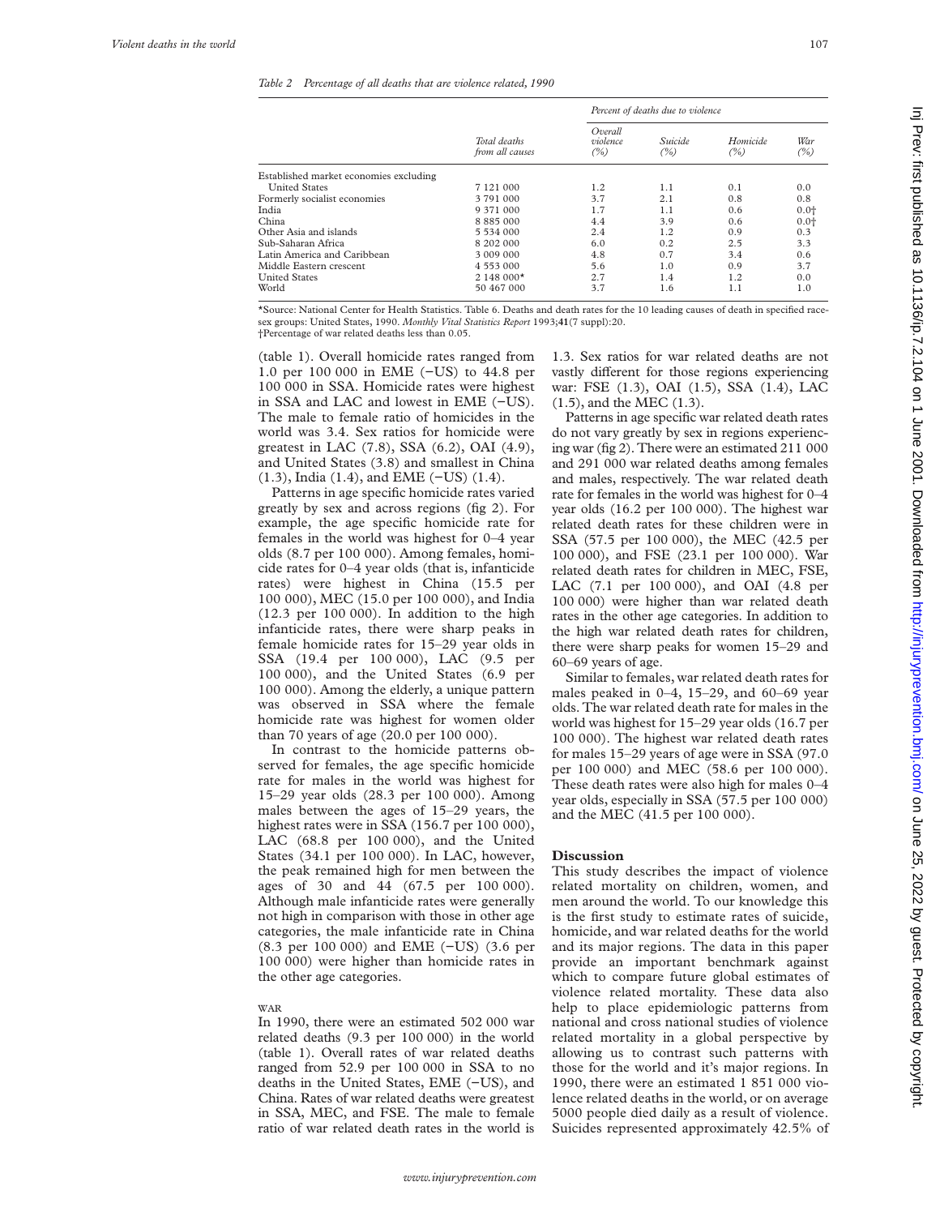*Table 2 Percentage of all deaths that are violence related, 1990*

| | Total deaths from all causes | Percent of deaths due to violence | | | |
|---|---|---|---|---|---|
| | | Overall violence (%) | Suicide (%) | Homicide (%) | War (%) |
| Established market economies excluding United States | 7 121 000 | 1.2 | 1.1 | 0.1 | 0.0 |
| Formerly socialist economies | 3 791 000 | 3.7 | 2.1 | 0.8 | 0.8 |
| India | 9 371 000 | 1.7 | 1.1 | 0.6 | 0.0† |
| China | 8 885 000 | 4.4 | 3.9 | 0.6 | 0.0† |
| Other Asia and islands | 5 534 000 | 2.4 | 1.2 | 0.9 | 0.3 |
| Sub-Saharan Africa | 8 202 000 | 6.0 | 0.2 | 2.5 | 3.3 |
| Latin America and Caribbean | 3 009 000 | 4.8 | 0.7 | 3.4 | 0.6 |
| Middle Eastern crescent | 4 553 000 | 5.6 | 1.0 | 0.9 | 3.7 |
| United States | 2 148 000* | 2.7 | 1.4 | 1.2 | 0.0 |
| World | 50 467 000 | 3.7 | 1.6 | 1.1 | 1.0 |

*Source: National Center for Health Statistics. Table 6. Deaths and death rates for the 10 leading causes of death in specified race-sex groups: United States, 1990. *Monthly Vital Statistics Report* 1993;**41**(7 suppl):20.
†Percentage of war related deaths less than 0.05.

(table 1). Overall homicide rates ranged from 1.0 per 100 000 in EME (−US) to 44.8 per 100 000 in SSA. Homicide rates were highest in SSA and LAC and lowest in EME (−US). The male to female ratio of homicides in the world was 3.4. Sex ratios for homicide were greatest in LAC (7.8), SSA (6.2), OAI (4.9), and United States (3.8) and smallest in China (1.3), India (1.4), and EME (−US) (1.4).

Patterns in age specific homicide rates varied greatly by sex and across regions (fig 2). For example, the age specific homicide rate for females in the world was highest for 0–4 year olds (8.7 per 100 000). Among females, homicide rates for 0–4 year olds (that is, infanticide rates) were highest in China (15.5 per 100 000), MEC (15.0 per 100 000), and India (12.3 per 100 000). In addition to the high infanticide rates, there were sharp peaks in female homicide rates for 15–29 year olds in SSA (19.4 per 100 000), LAC (9.5 per 100 000), and the United States (6.9 per 100 000). Among the elderly, a unique pattern was observed in SSA where the female homicide rate was highest for women older than 70 years of age (20.0 per 100 000).

In contrast to the homicide patterns observed for females, the age specific homicide rate for males in the world was highest for 15–29 year olds (28.3 per 100 000). Among males between the ages of 15–29 years, the highest rates were in SSA (156.7 per 100 000), LAC (68.8 per 100 000), and the United States (34.1 per 100 000). In LAC, however, the peak remained high for men between the ages of 30 and 44 (67.5 per 100 000). Although male infanticide rates were generally not high in comparison with those in other age categories, the male infanticide rate in China (8.3 per 100 000) and EME (−US) (3.6 per 100 000) were higher than homicide rates in the other age categories.

### WAR

In 1990, there were an estimated 502 000 war related deaths (9.3 per 100 000) in the world (table 1). Overall rates of war related deaths ranged from 52.9 per 100 000 in SSA to no deaths in the United States, EME (−US), and China. Rates of war related deaths were greatest in SSA, MEC, and FSE. The male to female ratio of war related death rates in the world is 1.3. Sex ratios for war related deaths are not vastly different for those regions experiencing war: FSE (1.3), OAI (1.5), SSA (1.4), LAC (1.5), and the MEC (1.3).

Patterns in age specific war related death rates do not vary greatly by sex in regions experiencing war (fig 2). There were an estimated 211 000 and 291 000 war related deaths among females and males, respectively. The war related death rate for females in the world was highest for 0–4 year olds (16.2 per 100 000). The highest war related death rates for these children were in SSA (57.5 per 100 000), the MEC (42.5 per 100 000), and FSE (23.1 per 100 000). War related death rates for children in MEC, FSE, LAC (7.1 per 100 000), and OAI (4.8 per 100 000) were higher than war related death rates in the other age categories. In addition to the high war related death rates for children, there were sharp peaks for women 15–29 and 60–69 years of age.

Similar to females, war related death rates for males peaked in 0–4, 15–29, and 60–69 year olds. The war related death rate for males in the world was highest for 15–29 year olds (16.7 per 100 000). The highest war related death rates for males 15–29 years of age were in SSA (97.0 per 100 000) and MEC (58.6 per 100 000). These death rates were also high for males 0–4 year olds, especially in SSA (57.5 per 100 000) and the MEC (41.5 per 100 000).

## Discussion

This study describes the impact of violence related mortality on children, women, and men around the world. To our knowledge this is the first study to estimate rates of suicide, homicide, and war related deaths for the world and its major regions. The data in this paper provide an important benchmark against which to compare future global estimates of violence related mortality. These data also help to place epidemiologic patterns from national and cross national studies of violence related mortality in a global perspective by allowing us to contrast such patterns with those for the world and it's major regions. In 1990, there were an estimated 1 851 000 violence related deaths in the world, or on average 5000 people died daily as a result of violence. Suicides represented approximately 42.5% of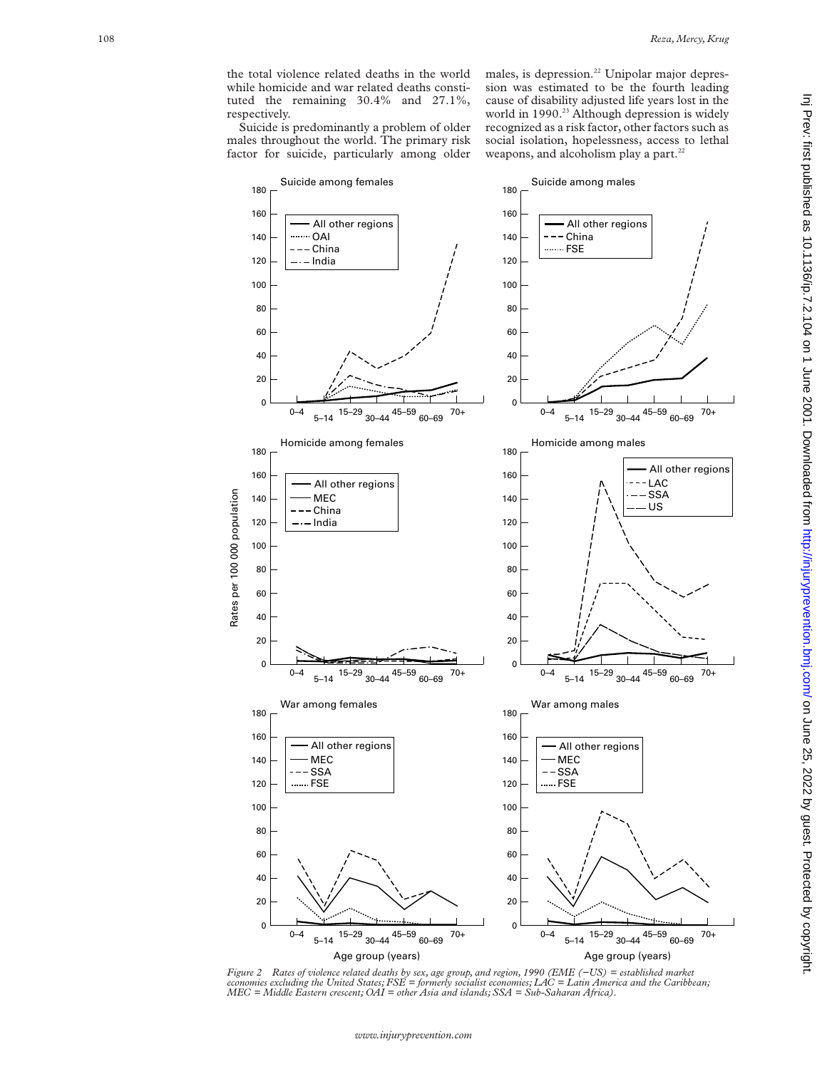the total violence related deaths in the world while homicide and war related deaths constituted the remaining 30.4% and 27.1%, respectively.

Suicide is predominantly a problem of older males throughout the world. The primary risk factor for suicide, particularly among older males, is depression.[22] Unipolar major depression was estimated to be the fourth leading cause of disability adjusted life years lost in the world in 1990.[23] Although depression is widely recognized as a risk factor, other factors such as social isolation, hopelessness, access to lethal weapons, and alcoholism play a part.[22]

*Figure 2 Rates of violence related deaths by sex, age group, and region, 1990 (EME (−US) = established market economies excluding the United States; FSE = formerly socialist economies; LAC = Latin America and the Caribbean; MEC = Middle Eastern crescent; OAI = other Asia and islands; SSA = Sub-Saharan Africa).*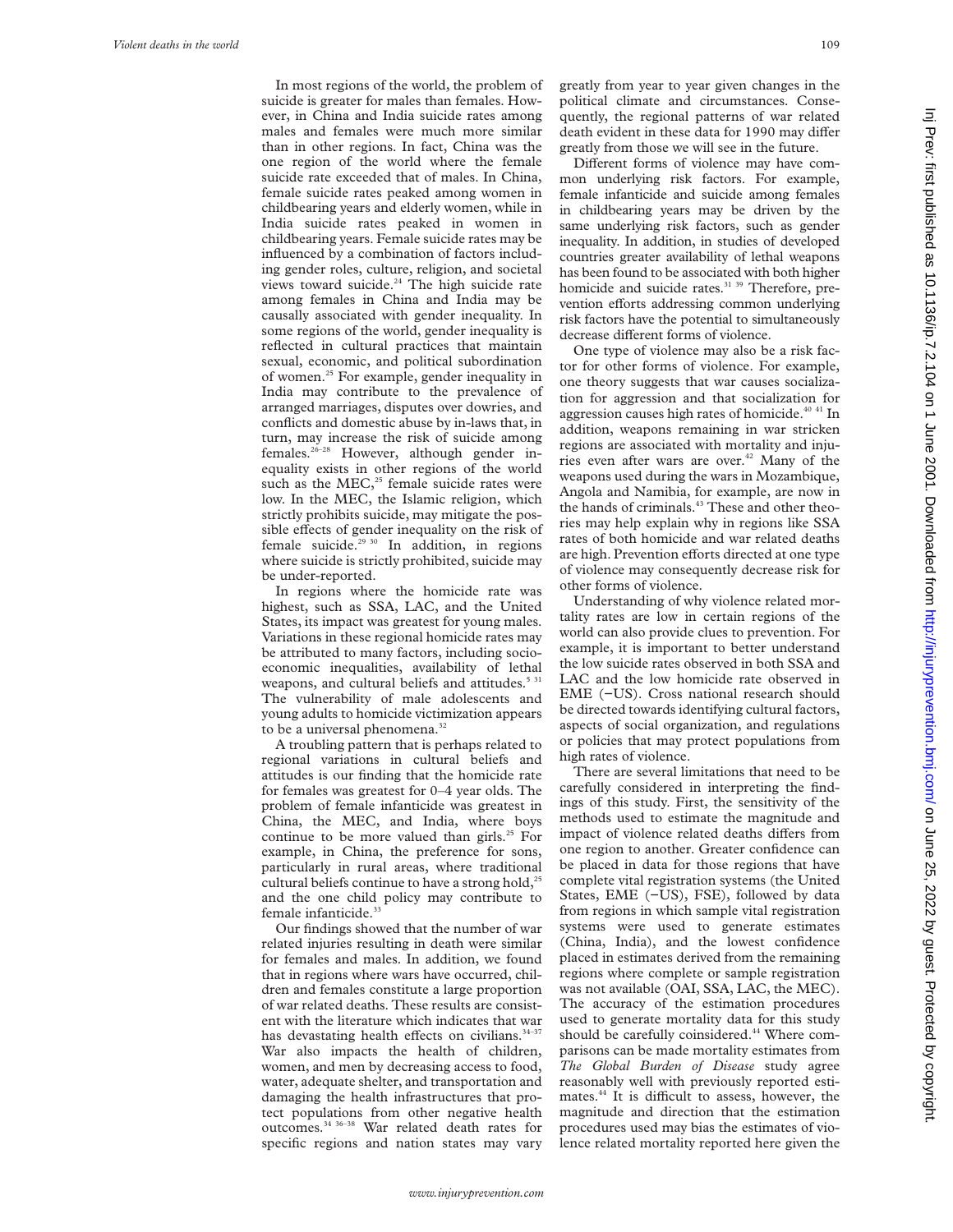In most regions of the world, the problem of suicide is greater for males than females. However, in China and India suicide rates among males and females were much more similar than in other regions. In fact, China was the one region of the world where the female suicide rate exceeded that of males. In China, female suicide rates peaked among women in childbearing years and elderly women, while in India suicide rates peaked in women in childbearing years. Female suicide rates may be influenced by a combination of factors including gender roles, culture, religion, and societal views toward suicide.[24] The high suicide rate among females in China and India may be causally associated with gender inequality. In some regions of the world, gender inequality is reflected in cultural practices that maintain sexual, economic, and political subordination of women.[25] For example, gender inequality in India may contribute to the prevalence of arranged marriages, disputes over dowries, and conflicts and domestic abuse by in-laws that, in turn, may increase the risk of suicide among females.[26–28] However, although gender inequality exists in other regions of the world such as the MEC,[25] female suicide rates were low. In the MEC, the Islamic religion, which strictly prohibits suicide, may mitigate the possible effects of gender inequality on the risk of female suicide.[29 30] In addition, in regions where suicide is strictly prohibited, suicide may be under-reported.

In regions where the homicide rate was highest, such as SSA, LAC, and the United States, its impact was greatest for young males. Variations in these regional homicide rates may be attributed to many factors, including socioeconomic inequalities, availability of lethal weapons, and cultural beliefs and attitudes.[5 31] The vulnerability of male adolescents and young adults to homicide victimization appears to be a universal phenomena.[32]

A troubling pattern that is perhaps related to regional variations in cultural beliefs and attitudes is our finding that the homicide rate for females was greatest for 0–4 year olds. The problem of female infanticide was greatest in China, the MEC, and India, where boys continue to be more valued than girls.[25] For example, in China, the preference for sons, particularly in rural areas, where traditional cultural beliefs continue to have a strong hold,[25] and the one child policy may contribute to female infanticide.[33]

Our findings showed that the number of war related injuries resulting in death were similar for females and males. In addition, we found that in regions where wars have occurred, children and females constitute a large proportion of war related deaths. These results are consistent with the literature which indicates that war has devastating health effects on civilians.[34–37] War also impacts the health of children, women, and men by decreasing access to food, water, adequate shelter, and transportation and damaging the health infrastructures that protect populations from other negative health outcomes.[34 36–38] War related death rates for specific regions and nation states may vary greatly from year to year given changes in the political climate and circumstances. Consequently, the regional patterns of war related death evident in these data for 1990 may differ greatly from those we will see in the future.

Different forms of violence may have common underlying risk factors. For example, female infanticide and suicide among females in childbearing years may be driven by the same underlying risk factors, such as gender inequality. In addition, in studies of developed countries greater availability of lethal weapons has been found to be associated with both higher homicide and suicide rates.[31 39] Therefore, prevention efforts addressing common underlying risk factors have the potential to simultaneously decrease different forms of violence.

One type of violence may also be a risk factor for other forms of violence. For example, one theory suggests that war causes socialization for aggression and that socialization for aggression causes high rates of homicide.[40 41] In addition, weapons remaining in war stricken regions are associated with mortality and injuries even after wars are over.[42] Many of the weapons used during the wars in Mozambique, Angola and Namibia, for example, are now in the hands of criminals.[43] These and other theories may help explain why in regions like SSA rates of both homicide and war related deaths are high. Prevention efforts directed at one type of violence may consequently decrease risk for other forms of violence.

Understanding of why violence related mortality rates are low in certain regions of the world can also provide clues to prevention. For example, it is important to better understand the low suicide rates observed in both SSA and LAC and the low homicide rate observed in EME (−US). Cross national research should be directed towards identifying cultural factors, aspects of social organization, and regulations or policies that may protect populations from high rates of violence.

There are several limitations that need to be carefully considered in interpreting the findings of this study. First, the sensitivity of the methods used to estimate the magnitude and impact of violence related deaths differs from one region to another. Greater confidence can be placed in data for those regions that have complete vital registration systems (the United States, EME (−US), FSE), followed by data from regions in which sample vital registration systems were used to generate estimates (China, India), and the lowest confidence placed in estimates derived from the remaining regions where complete or sample registration was not available (OAI, SSA, LAC, the MEC). The accuracy of the estimation procedures used to generate mortality data for this study should be carefully coinsidered.[44] Where comparisons can be made mortality estimates from *The Global Burden of Disease* study agree reasonably well with previously reported estimates.[44] It is difficult to assess, however, the magnitude and direction that the estimation procedures used may bias the estimates of violence related mortality reported here given the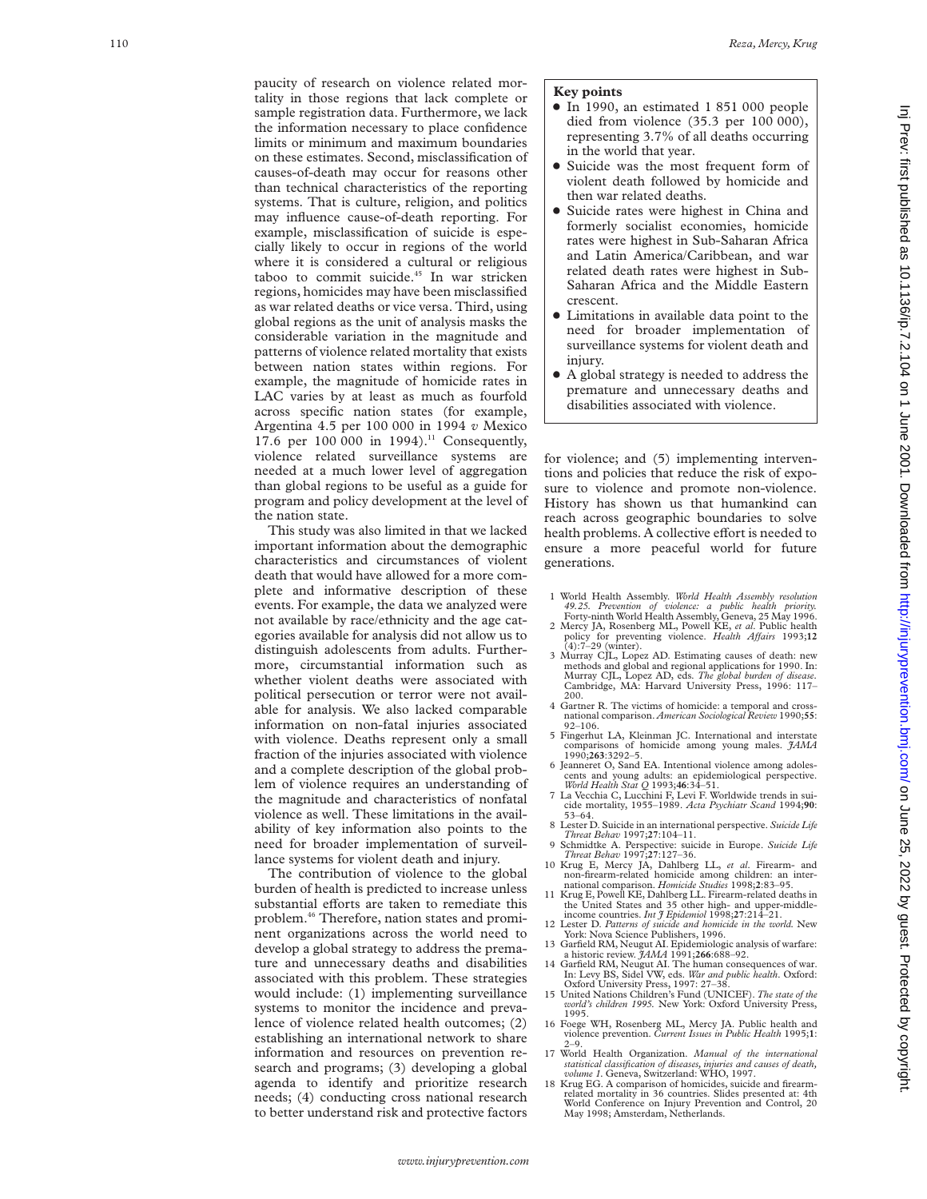paucity of research on violence related mortality in those regions that lack complete or sample registration data. Furthermore, we lack the information necessary to place confidence limits or minimum and maximum boundaries on these estimates. Second, misclassification of causes-of-death may occur for reasons other than technical characteristics of the reporting systems. That is culture, religion, and politics may influence cause-of-death reporting. For example, misclassification of suicide is especially likely to occur in regions of the world where it is considered a cultural or religious taboo to commit suicide.[45] In war stricken regions, homicides may have been misclassified as war related deaths or vice versa. Third, using global regions as the unit of analysis masks the considerable variation in the magnitude and patterns of violence related mortality that exists between nation states within regions. For example, the magnitude of homicide rates in LAC varies by at least as much as fourfold across specific nation states (for example, Argentina 4.5 per 100 000 in 1994 *v* Mexico 17.6 per 100 000 in 1994).[11] Consequently, violence related surveillance systems are needed at a much lower level of aggregation than global regions to be useful as a guide for program and policy development at the level of the nation state.

This study was also limited in that we lacked important information about the demographic characteristics and circumstances of violent death that would have allowed for a more complete and informative description of these events. For example, the data we analyzed were not available by race/ethnicity and the age categories available for analysis did not allow us to distinguish adolescents from adults. Furthermore, circumstantial information such as whether violent deaths were associated with political persecution or terror were not available for analysis. We also lacked comparable information on non-fatal injuries associated with violence. Deaths represent only a small fraction of the injuries associated with violence and a complete description of the global problem of violence requires an understanding of the magnitude and characteristics of nonfatal violence as well. These limitations in the availability of key information also points to the need for broader implementation of surveillance systems for violent death and injury.

The contribution of violence to the global burden of health is predicted to increase unless substantial efforts are taken to remediate this problem.[46] Therefore, nation states and prominent organizations across the world need to develop a global strategy to address the premature and unnecessary deaths and disabilities associated with this problem. These strategies would include: (1) implementing surveillance systems to monitor the incidence and prevalence of violence related health outcomes; (2) establishing an international network to share information and resources on prevention research and programs; (3) developing a global agenda to identify and prioritize research needs; (4) conducting cross national research to better understand risk and protective factors for violence; and (5) implementing interventions and policies that reduce the risk of exposure to violence and promote non-violence. History has shown us that humankind can reach across geographic boundaries to solve health problems. A collective effort is needed to ensure a more peaceful world for future generations.

**Key points**

- In 1990, an estimated 1 851 000 people died from violence (35.3 per 100 000), representing 3.7% of all deaths occurring in the world that year.
- Suicide was the most frequent form of violent death followed by homicide and then war related deaths.
- Suicide rates were highest in China and formerly socialist economies, homicide rates were highest in Sub-Saharan Africa and Latin America/Caribbean, and war related death rates were highest in Sub-Saharan Africa and the Middle Eastern crescent.
- Limitations in available data point to the need for broader implementation of surveillance systems for violent death and injury.
- A global strategy is needed to address the premature and unnecessary deaths and disabilities associated with violence.

1 World Health Assembly. *World Health Assembly resolution 49.25. Prevention of violence: a public health priority.* Forty-ninth World Health Assembly, Geneva, 25 May 1996.
2 Mercy JA, Rosenberg ML, Powell KE, *et al*. Public health policy for preventing violence. *Health Affairs* 1993;**12** (4):7–29 (winter).
3 Murray CJL, Lopez AD. Estimating causes of death: new methods and global and regional applications for 1990. In: Murray CJL, Lopez AD, eds. *The global burden of disease*. Cambridge, MA: Harvard University Press, 1996: 117–200.
4 Gartner R. The victims of homicide: a temporal and cross-national comparison. *American Sociological Review* 1990;**55**: 92–106.
5 Fingerhut LA, Kleinman JC. International and interstate comparisons of homicide among young males. *JAMA* 1990;**263**:3292–5.
6 Jeanneret O, Sand EA. Intentional violence among adolescents and young adults: an epidemiological perspective. *World Health Stat Q* 1993;**46**:34–51.
7 La Vecchia C, Lucchini F, Levi F. Worldwide trends in suicide mortality, 1955–1989. *Acta Psychiatr Scand* 1994;**90**: 53–64.
8 Lester D. Suicide in an international perspective. *Suicide Life Threat Behav* 1997;**27**:104–11.
9 Schmidtke A. Perspective: suicide in Europe. *Suicide Life Threat Behav* 1997;**27**:127–36.
10 Krug E, Mercy JA, Dahlberg LL, *et al*. Firearm- and non-firearm-related homicide among children: an international comparison. *Homicide Studies* 1998;**2**:83–95.
11 Krug E, Powell KE, Dahlberg LL. Firearm-related deaths in the United States and 35 other high- and upper-middle-income countries. *Int J Epidemiol* 1998;**27**:214–21.
12 Lester D. *Patterns of suicide and homicide in the world.* New York: Nova Science Publishers, 1996.
13 Garfield RM, Neugut AI. Epidemiologic analysis of warfare: a historic review. *JAMA* 1991;**266**:688–92.
14 Garfield RM, Neugut AI. The human consequences of war. In: Levy BS, Sidel VW, eds. *War and public health*. Oxford: Oxford University Press, 1997: 27–38.
15 United Nations Children's Fund (UNICEF). *The state of the world's children 1995.* New York: Oxford University Press, 1995.
16 Foege WH, Rosenberg ML, Mercy JA. Public health and violence prevention. *Current Issues in Public Health* 1995;**1**: 2–9.
17 World Health Organization. *Manual of the international statistical classification of diseases, injuries and causes of death, volume 1.* Geneva, Switzerland: WHO, 1997.
18 Krug EG. A comparison of homicides, suicide and firearm-related mortality in 36 countries. Slides presented at: 4th World Conference on Injury Prevention and Control, 20 May 1998; Amsterdam, Netherlands.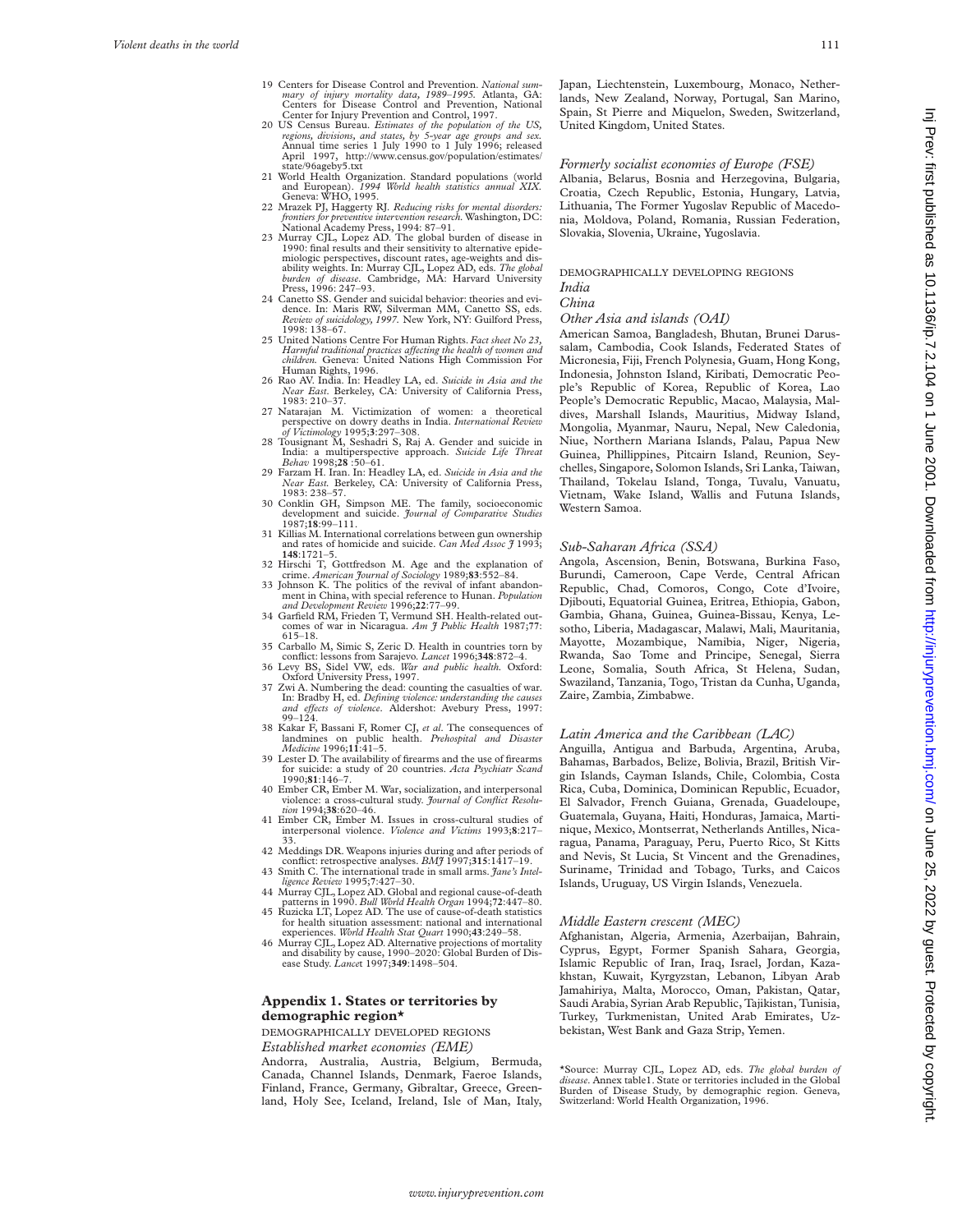19 Centers for Disease Control and Prevention. *National summary of injury mortality data, 1989–1995.* Atlanta, GA: Centers for Disease Control and Prevention, National Center for Injury Prevention and Control, 1997.

20 US Census Bureau. *Estimates of the population of the US, regions, divisions, and states, by 5-year age groups and sex.* Annual time series 1 July 1990 to 1 July 1996; released April 1997, http://www.census.gov/population/estimates/state/96ageby5.txt

21 World Health Organization. Standard populations (world and European). *1994 World health statistics annual XIX.* Geneva: WHO, 1995.

22 Mrazek PJ, Haggerty RJ. *Reducing risks for mental disorders: frontiers for preventive intervention research.* Washington, DC: National Academy Press, 1994: 87–91.

23 Murray CJL, Lopez AD. The global burden of disease in 1990: final results and their sensitivity to alternative epidemiologic perspectives, discount rates, age-weights and disability weights. In: Murray CJL, Lopez AD, eds. *The global burden of disease.* Cambridge, MA: Harvard University Press, 1996: 247–93.

24 Canetto SS. Gender and suicidal behavior: theories and evidence. In: Maris RW, Silverman MM, Canetto SS, eds. *Review of suicidology, 1997.* New York, NY: Guilford Press, 1998: 138–67.

25 United Nations Centre For Human Rights. *Fact sheet No 23, Harmful traditional practices affecting the health of women and children.* Geneva: United Nations High Commission For Human Rights, 1996.

26 Rao AV. India. In: Headley LA, ed. *Suicide in Asia and the Near East.* Berkeley, CA: University of California Press, 1983: 210–37.

27 Natarajan M. Victimization of women: a theoretical perspective on dowry deaths in India. *International Review of Victimology* 1995;**3**:297–308.

28 Tousignant M, Seshadri S, Raj A. Gender and suicide in India: a multiperspective approach. *Suicide Life Threat Behav* 1998;**28** :50–61.

29 Farzam H. Iran. In: Headley LA, ed. *Suicide in Asia and the Near East.* Berkeley, CA: University of California Press, 1983: 238–57.

30 Conklin GH, Simpson ME. The family, socioeconomic development and suicide. *Journal of Comparative Studies* 1987;**18**:99–111.

31 Killias M. International correlations between gun ownership and rates of homicide and suicide. *Can Med Assoc J* 1993; **148**:1721–5.

32 Hirschi T, Gottfredson M. Age and the explanation of crime. *American Journal of Sociology* 1989;**83**:552–84.

33 Johnson K. The politics of the revival of infant abandonment in China, with special reference to Hunan. *Population and Development Review* 1996;**22**:77–99.

34 Garfield RM, Frieden T, Vermund SH. Health-related outcomes of war in Nicaragua. *Am J Public Health* 1987;**77**: 615–18.

35 Carballo M, Simic S, Zeric D. Health in countries torn by conflict: lessons from Sarajevo. *Lancet* 1996;**348**:872–4.

36 Levy BS, Sidel VW, eds. *War and public health.* Oxford: Oxford University Press, 1997.

37 Zwi A. Numbering the dead: counting the casualties of war. In: Bradby H, ed. *Defining violence: understanding the causes and effects of violence.* Aldershot: Avebury Press, 1997: 99–124.

38 Kakar F, Bassani F, Romer CJ, *et al*. The consequences of landmines on public health. *Prehospital and Disaster Medicine* 1996;**11**:41–5.

39 Lester D. The availability of firearms and the use of firearms for suicide: a study of 20 countries. *Acta Psychiatr Scand* 1990;**81**:146–7.

40 Ember CR, Ember M. War, socialization, and interpersonal violence: a cross-cultural study. *Journal of Conflict Resolution* 1994;**38**:620–46.

41 Ember CR, Ember M. Issues in cross-cultural studies of interpersonal violence. *Violence and Victims* 1993;**8**:217–33.

42 Meddings DR. Weapons injuries during and after periods of conflict: retrospective analyses. *BMJ* 1997;**315**:1417–19.

43 Smith C. The international trade in small arms. *Jane's Intelligence Review* 1995;**7**:427–30.

44 Murray CJL, Lopez AD. Global and regional cause-of-death patterns in 1990. *Bull World Health Organ* 1994;**72**:447–80.

45 Ruzicka LT, Lopez AD. The use of cause-of-death statistics for health situation assessment: national and international experiences. *World Health Stat Quart* 1990;**43**:249–58.

46 Murray CJL, Lopez AD. Alternative projections of mortality and disability by cause, 1990–2020: Global Burden of Disease Study. *Lancet* 1997;**349**:1498–504.

## Appendix 1. States or territories by demographic region*

DEMOGRAPHICALLY DEVELOPED REGIONS

*Established market economies (EME)*

Andorra, Australia, Austria, Belgium, Bermuda, Canada, Channel Islands, Denmark, Faeroe Islands, Finland, France, Germany, Gibraltar, Greece, Greenland, Holy See, Iceland, Ireland, Isle of Man, Italy, Japan, Liechtenstein, Luxembourg, Monaco, Netherlands, New Zealand, Norway, Portugal, San Marino, Spain, St Pierre and Miquelon, Sweden, Switzerland, United Kingdom, United States.

*Formerly socialist economies of Europe (FSE)*

Albania, Belarus, Bosnia and Herzegovina, Bulgaria, Croatia, Czech Republic, Estonia, Hungary, Latvia, Lithuania, The Former Yugoslav Republic of Macedonia, Moldova, Poland, Romania, Russian Federation, Slovakia, Slovenia, Ukraine, Yugoslavia.

DEMOGRAPHICALLY DEVELOPING REGIONS

*India*

*China*

*Other Asia and islands (OAI)*

American Samoa, Bangladesh, Bhutan, Brunei Darussalam, Cambodia, Cook Islands, Federated States of Micronesia, Fiji, French Polynesia, Guam, Hong Kong, Indonesia, Johnston Island, Kiribati, Democratic People's Republic of Korea, Republic of Korea, Lao People's Democratic Republic, Macao, Malaysia, Maldives, Marshall Islands, Mauritius, Midway Island, Mongolia, Myanmar, Nauru, Nepal, New Caledonia, Niue, Northern Mariana Islands, Palau, Papua New Guinea, Phillippines, Pitcairn Island, Reunion, Seychelles, Singapore, Solomon Islands, Sri Lanka, Taiwan, Thailand, Tokelau Island, Tonga, Tuvalu, Vanuatu, Vietnam, Wake Island, Wallis and Futuna Islands, Western Samoa.

*Sub-Saharan Africa (SSA)*

Angola, Ascension, Benin, Botswana, Burkina Faso, Burundi, Cameroon, Cape Verde, Central African Republic, Chad, Comoros, Congo, Cote d'Ivoire, Djibouti, Equatorial Guinea, Eritrea, Ethiopia, Gabon, Gambia, Ghana, Guinea, Guinea-Bissau, Kenya, Lesotho, Liberia, Madagascar, Malawi, Mali, Mauritania, Mayotte, Mozambique, Namibia, Niger, Nigeria, Rwanda, Sao Tome and Principe, Senegal, Sierra Leone, Somalia, South Africa, St Helena, Sudan, Swaziland, Tanzania, Togo, Tristan da Cunha, Uganda, Zaire, Zambia, Zimbabwe.

*Latin America and the Caribbean (LAC)*

Anguilla, Antigua and Barbuda, Argentina, Aruba, Bahamas, Barbados, Belize, Bolivia, Brazil, British Virgin Islands, Cayman Islands, Chile, Colombia, Costa Rica, Cuba, Dominica, Dominican Republic, Ecuador, El Salvador, French Guiana, Grenada, Guadeloupe, Guatemala, Guyana, Haiti, Honduras, Jamaica, Martinique, Mexico, Montserrat, Netherlands Antilles, Nicaragua, Panama, Paraguay, Peru, Puerto Rico, St Kitts and Nevis, St Lucia, St Vincent and the Grenadines, Suriname, Trinidad and Tobago, Turks, and Caicos Islands, Uruguay, US Virgin Islands, Venezuela.

*Middle Eastern crescent (MEC)*

Afghanistan, Algeria, Armenia, Azerbaijan, Bahrain, Cyprus, Egypt, Former Spanish Sahara, Georgia, Islamic Republic of Iran, Iraq, Israel, Jordan, Kazakhstan, Kuwait, Kyrgyzstan, Lebanon, Libyan Arab Jamahiriya, Malta, Morocco, Oman, Pakistan, Qatar, Saudi Arabia, Syrian Arab Republic, Tajikistan, Tunisia, Turkey, Turkmenistan, United Arab Emirates, Uzbekistan, West Bank and Gaza Strip, Yemen.

*Source: Murray CJL, Lopez AD, eds. *The global burden of disease.* Annex table1. State or territories included in the Global Burden of Disease Study, by demographic region. Geneva, Switzerland: World Health Organization, 1996.